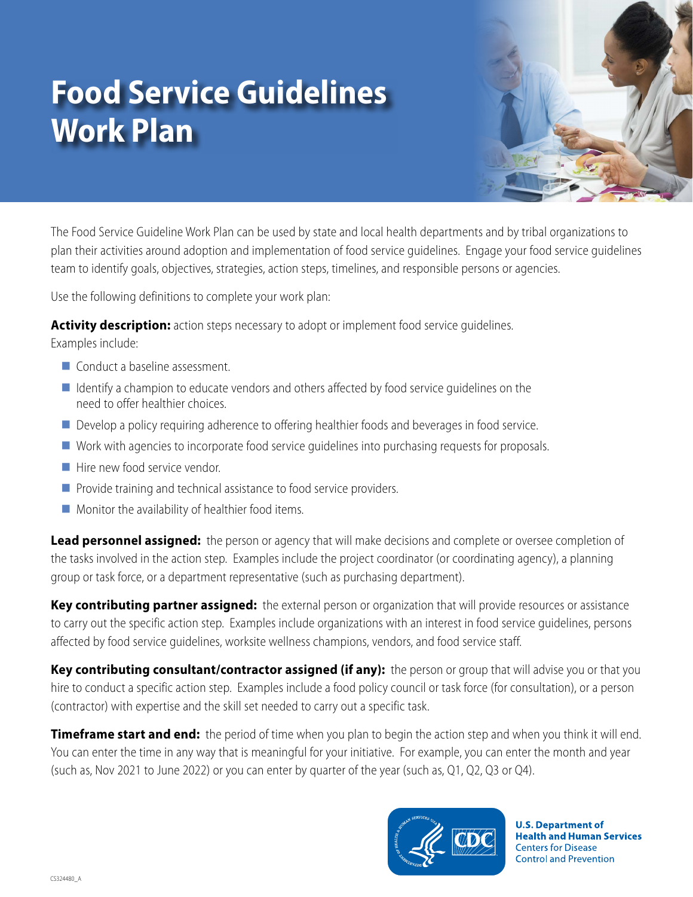# Food Service Guidelines Work Plan

The Food Service Guideline Work Plan can be used by state and local health departments and by tribal organizations to plan their activities around adoption and implementation of food service guidelines. Engage your food service guidelines team to identify goals, objectives, strategies, action steps, timelines, and responsible persons or agencies.

Use the following definitions to complete your work plan:

**Activity description:** action steps necessary to adopt or implement food service guidelines. Examples include:

- Conduct a baseline assessment.
- Identify a champion to educate vendors and others affected by food service guidelines on the need to offer healthier choices.
- Develop a policy requiring adherence to offering healthier foods and beverages in food service.
- Work with agencies to incorporate food service guidelines into purchasing requests for proposals.
- Hire new food service vendor.
- Provide training and technical assistance to food service providers.
- Monitor the availability of healthier food items.

**Lead personnel assigned:** the person or agency that will make decisions and complete or oversee completion of the tasks involved in the action step. Examples include the project coordinator (or coordinating agency), a planning group or task force, or a department representative (such as purchasing department).

**Key contributing partner assigned:** the external person or organization that will provide resources or assistance to carry out the specific action step. Examples include organizations with an interest in food service guidelines, persons affected by food service guidelines, worksite wellness champions, vendors, and food service staff.

**Key contributing consultant/contractor assigned (if any):** the person or group that will advise you or that you hire to conduct a specific action step. Examples include a food policy council or task force (for consultation), or a person (contractor) with expertise and the skill set needed to carry out a specific task.

**Timeframe start and end:** the period of time when you plan to begin the action step and when you think it will end. You can enter the time in any way that is meaningful for your initiative. For example, you can enter the month and year (such as, Nov 2021 to June 2022) or you can enter by quarter of the year (such as, Q1, Q2, Q3 or Q4).

U.S. Department of Health and Human Services
Centers for Disease Control and Prevention

CS324480_A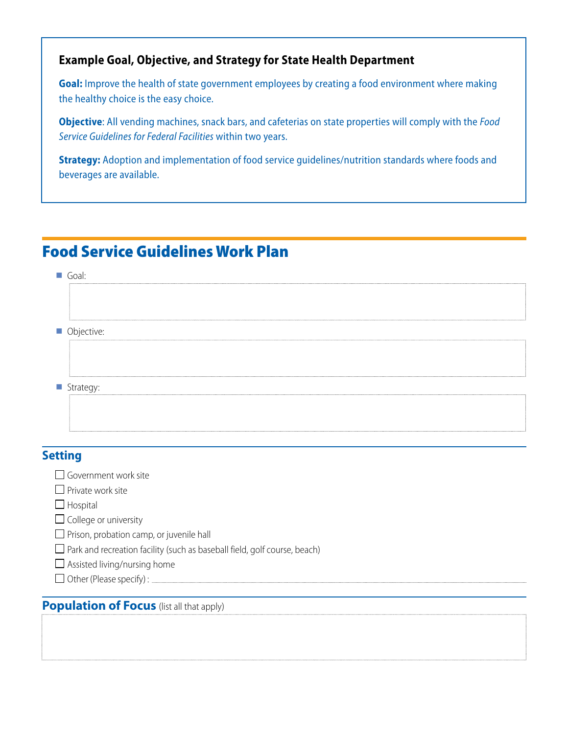**Example Goal, Objective, and Strategy for State Health Department**

**Goal:** Improve the health of state government employees by creating a food environment where making the healthy choice is the easy choice.

**Objective**: All vending machines, snack bars, and cafeterias on state properties will comply with the *Food Service Guidelines for Federal Facilities* within two years.

**Strategy:** Adoption and implementation of food service guidelines/nutrition standards where foods and beverages are available.

# Food Service Guidelines Work Plan

- Goal:

- Objective:

- Strategy:

## Setting

- ☐ Government work site
- ☐ Private work site
- ☐ Hospital
- ☐ College or university
- ☐ Prison, probation camp, or juvenile hall
- ☐ Park and recreation facility (such as baseball field, golf course, beach)
- ☐ Assisted living/nursing home
- ☐ Other (Please specify) : ____________________

## Population of Focus (list all that apply)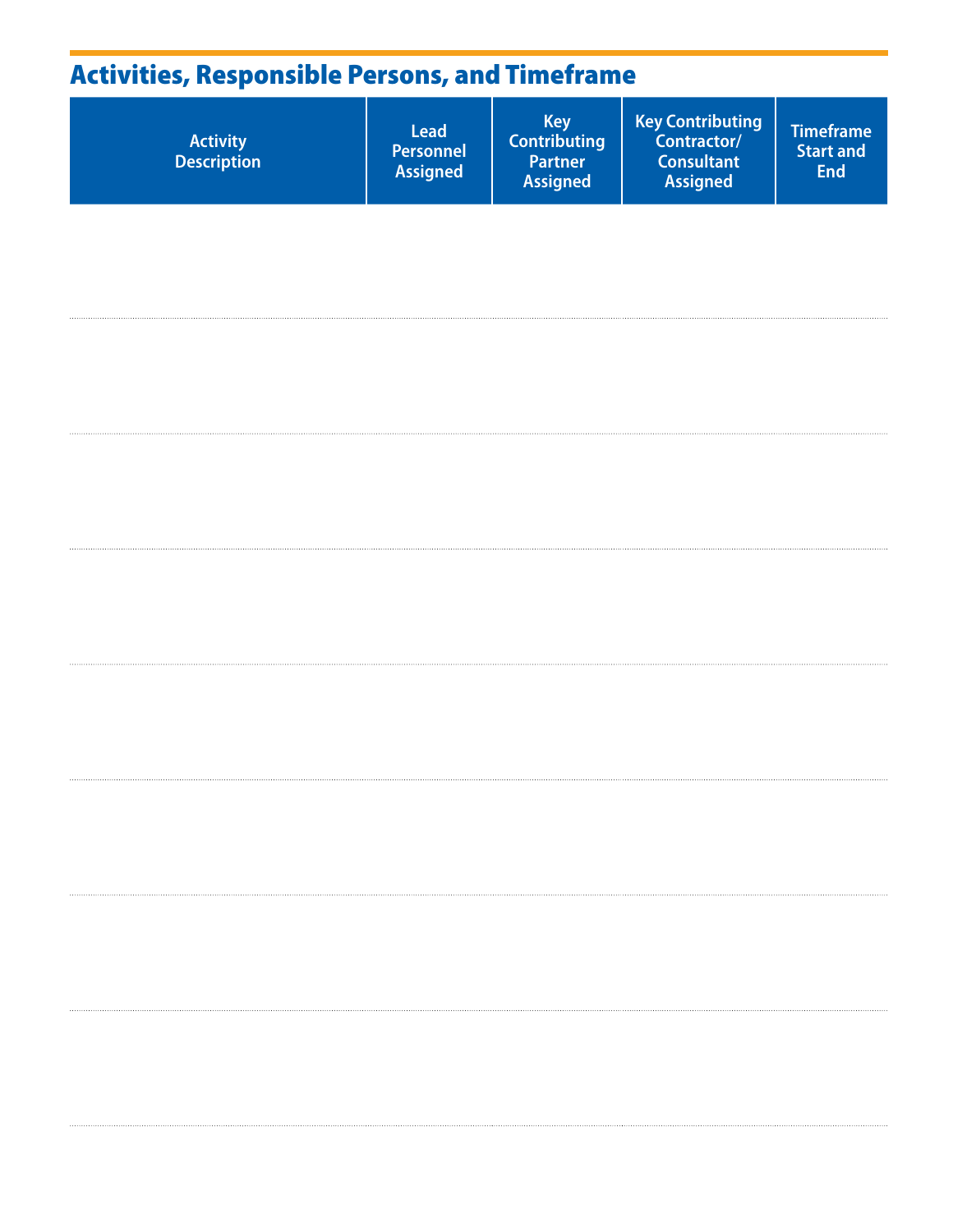## Activities, Responsible Persons, and Timeframe

| Activity Description | Lead Personnel Assigned | Key Contributing Partner Assigned | Key Contributing Contractor/ Consultant Assigned | Timeframe Start and End |
|---|---|---|---|---|
| | | | | |
| | | | | |
| | | | | |
| | | | | |
| | | | | |
| | | | | |
| | | | | |
| | | | | |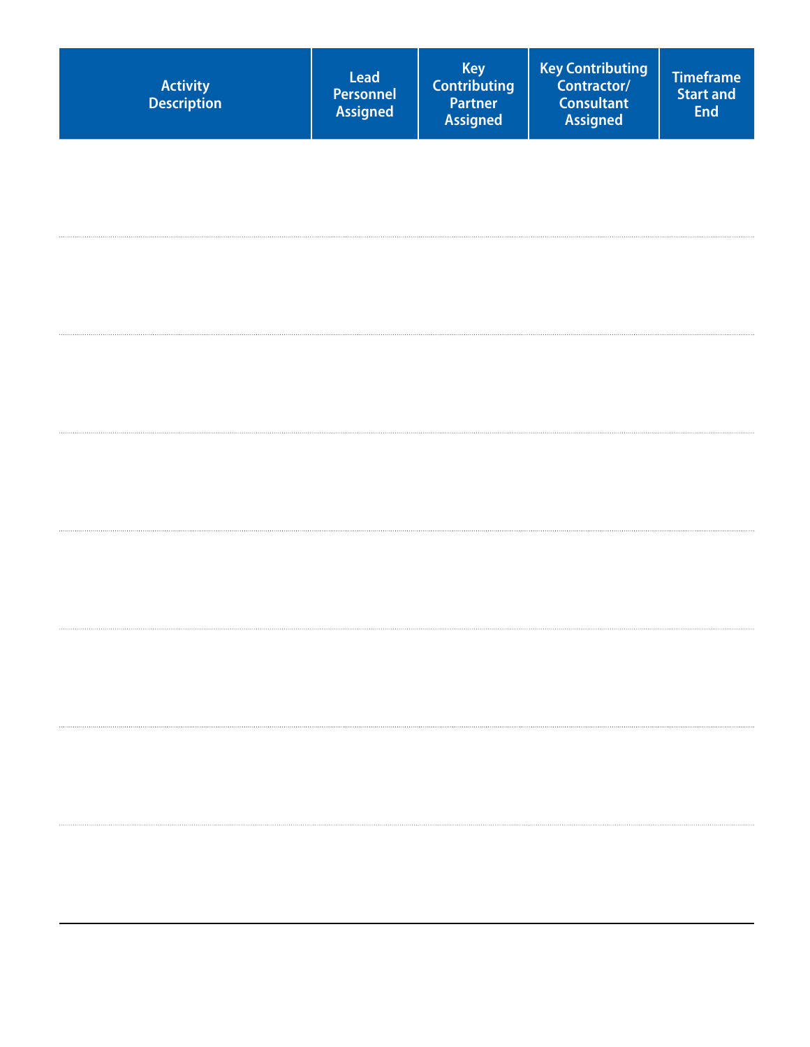| Activity Description | Lead Personnel Assigned | Key Contributing Partner Assigned | Key Contributing Contractor/ Consultant Assigned | Timeframe Start and End |
|---|---|---|---|---|
| | | | | |
| | | | | |
| | | | | |
| | | | | |
| | | | | |
| | | | | |
| | | | | |
| | | | | |